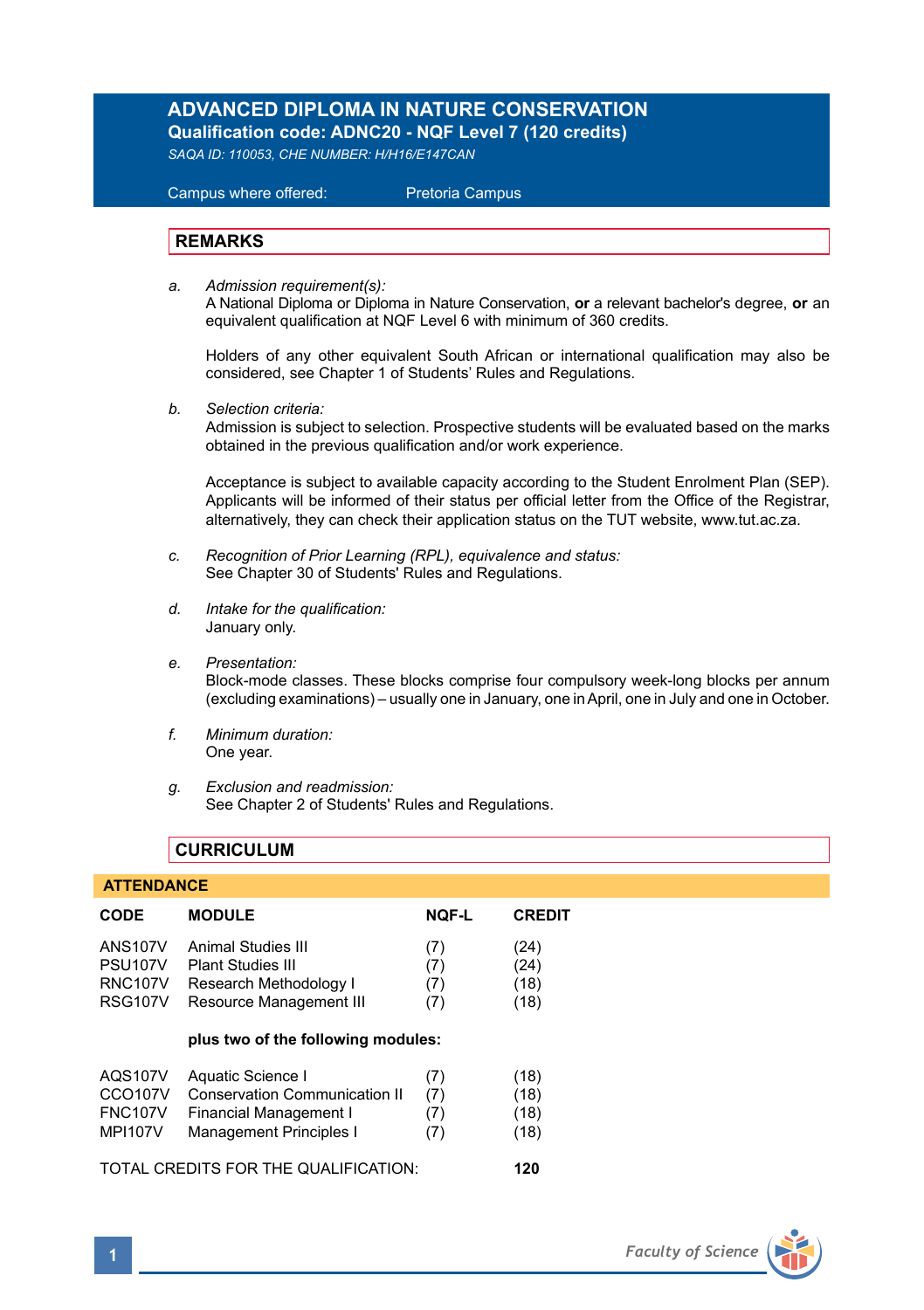# ADVANCED DIPLOMA IN NATURE CONSERVATION

**Qualification code: ADNC20 - NQF Level 7 (120 credits)**

*SAQA ID: 110053, CHE NUMBER: H/H16/E147CAN*

Campus where offered: Pretoria Campus

## REMARKS

a. *Admission requirement(s):*
A National Diploma or Diploma in Nature Conservation, **or** a relevant bachelor's degree, **or** an equivalent qualification at NQF Level 6 with minimum of 360 credits.

Holders of any other equivalent South African or international qualification may also be considered, see Chapter 1 of Students' Rules and Regulations.

b. *Selection criteria:*
Admission is subject to selection. Prospective students will be evaluated based on the marks obtained in the previous qualification and/or work experience.

Acceptance is subject to available capacity according to the Student Enrolment Plan (SEP). Applicants will be informed of their status per official letter from the Office of the Registrar, alternatively, they can check their application status on the TUT website, www.tut.ac.za.

c. *Recognition of Prior Learning (RPL), equivalence and status:*
See Chapter 30 of Students' Rules and Regulations.

d. *Intake for the qualification:*
January only.

e. *Presentation:*
Block-mode classes. These blocks comprise four compulsory week-long blocks per annum (excluding examinations) – usually one in January, one in April, one in July and one in October.

f. *Minimum duration:*
One year.

g. *Exclusion and readmission:*
See Chapter 2 of Students' Rules and Regulations.

## CURRICULUM

### ATTENDANCE

| CODE | MODULE | NQF-L | CREDIT |
|---|---|---|---|
| ANS107V | Animal Studies III | (7) | (24) |
| PSU107V | Plant Studies III | (7) | (24) |
| RNC107V | Research Methodology I | (7) | (18) |
| RSG107V | Resource Management III | (7) | (18) |
| | **plus two of the following modules:** | | |
| AQS107V | Aquatic Science I | (7) | (18) |
| CCO107V | Conservation Communication II | (7) | (18) |
| FNC107V | Financial Management I | (7) | (18) |
| MPI107V | Management Principles I | (7) | (18) |

TOTAL CREDITS FOR THE QUALIFICATION: **120**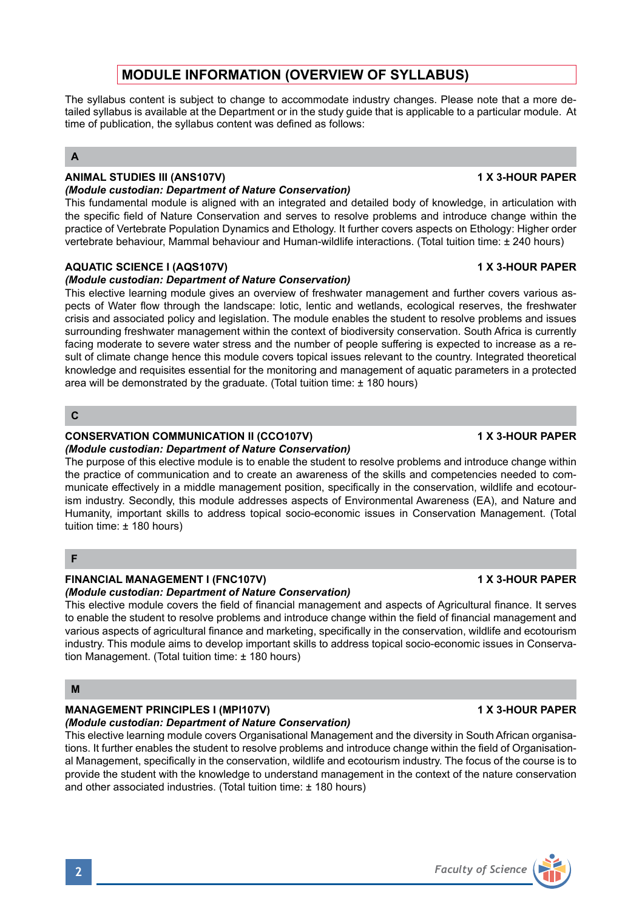# MODULE INFORMATION (OVERVIEW OF SYLLABUS)

The syllabus content is subject to change to accommodate industry changes. Please note that a more detailed syllabus is available at the Department or in the study guide that is applicable to a particular module. At time of publication, the syllabus content was defined as follows:

## A

### ANIMAL STUDIES III (ANS107V) — 1 X 3-HOUR PAPER

***(Module custodian: Department of Nature Conservation)***

This fundamental module is aligned with an integrated and detailed body of knowledge, in articulation with the specific field of Nature Conservation and serves to resolve problems and introduce change within the practice of Vertebrate Population Dynamics and Ethology. It further covers aspects on Ethology: Higher order vertebrate behaviour, Mammal behaviour and Human-wildlife interactions. (Total tuition time: ± 240 hours)

### AQUATIC SCIENCE I (AQS107V) — 1 X 3-HOUR PAPER

***(Module custodian: Department of Nature Conservation)***

This elective learning module gives an overview of freshwater management and further covers various aspects of Water flow through the landscape: lotic, lentic and wetlands, ecological reserves, the freshwater crisis and associated policy and legislation. The module enables the student to resolve problems and issues surrounding freshwater management within the context of biodiversity conservation. South Africa is currently facing moderate to severe water stress and the number of people suffering is expected to increase as a result of climate change hence this module covers topical issues relevant to the country. Integrated theoretical knowledge and requisites essential for the monitoring and management of aquatic parameters in a protected area will be demonstrated by the graduate. (Total tuition time: ± 180 hours)

## C

### CONSERVATION COMMUNICATION II (CCO107V) — 1 X 3-HOUR PAPER

***(Module custodian: Department of Nature Conservation)***

The purpose of this elective module is to enable the student to resolve problems and introduce change within the practice of communication and to create an awareness of the skills and competencies needed to communicate effectively in a middle management position, specifically in the conservation, wildlife and ecotourism industry. Secondly, this module addresses aspects of Environmental Awareness (EA), and Nature and Humanity, important skills to address topical socio-economic issues in Conservation Management. (Total tuition time: ± 180 hours)

## F

### FINANCIAL MANAGEMENT I (FNC107V) — 1 X 3-HOUR PAPER

***(Module custodian: Department of Nature Conservation)***

This elective module covers the field of financial management and aspects of Agricultural finance. It serves to enable the student to resolve problems and introduce change within the field of financial management and various aspects of agricultural finance and marketing, specifically in the conservation, wildlife and ecotourism industry. This module aims to develop important skills to address topical socio-economic issues in Conservation Management. (Total tuition time: ± 180 hours)

## M

### MANAGEMENT PRINCIPLES I (MPI107V) — 1 X 3-HOUR PAPER

***(Module custodian: Department of Nature Conservation)***

This elective learning module covers Organisational Management and the diversity in South African organisations. It further enables the student to resolve problems and introduce change within the field of Organisational Management, specifically in the conservation, wildlife and ecotourism industry. The focus of the course is to provide the student with the knowledge to understand management in the context of the nature conservation and other associated industries. (Total tuition time: ± 180 hours)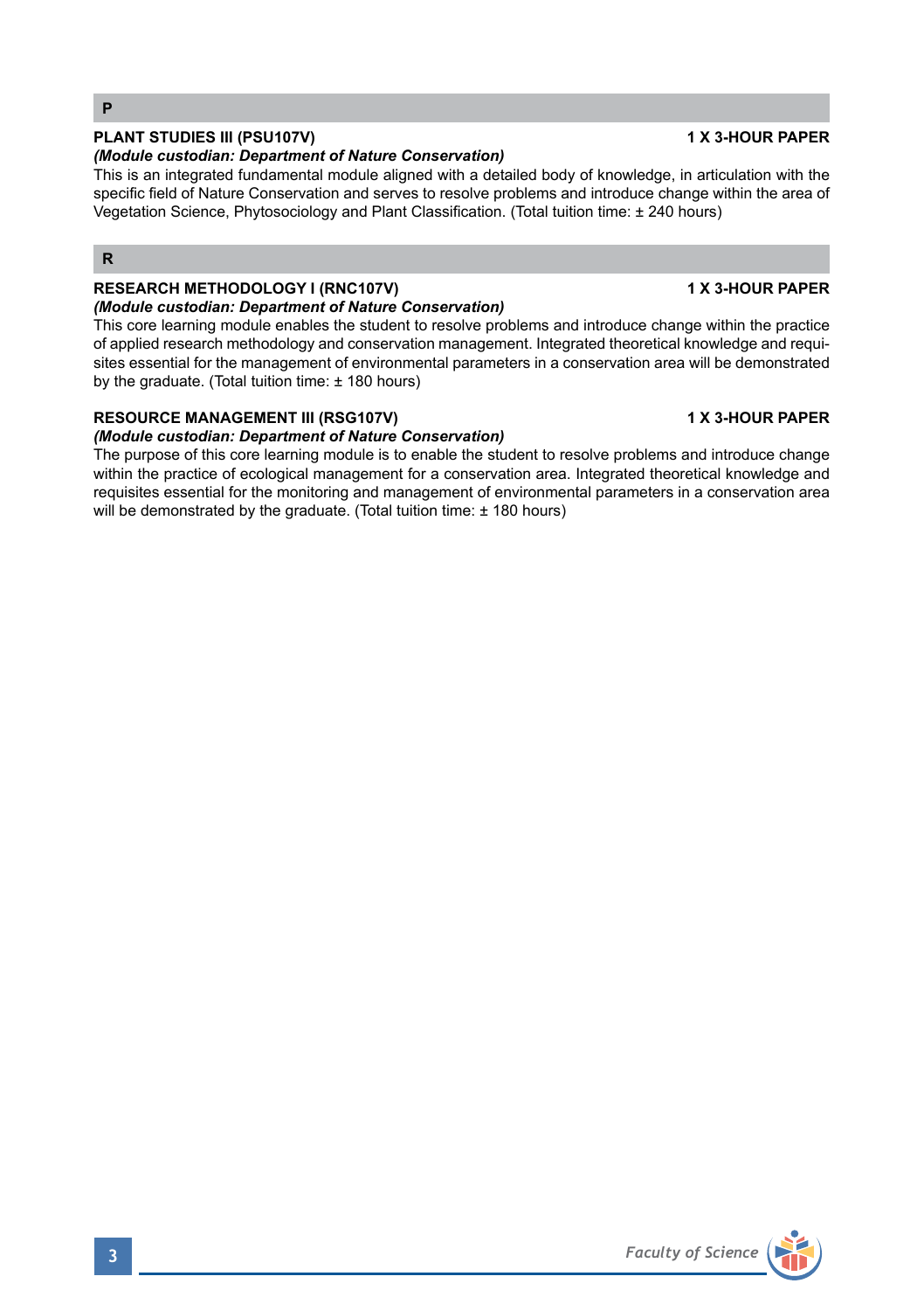## P

**PLANT STUDIES III (PSU107V)** **1 X 3-HOUR PAPER**

***(Module custodian: Department of Nature Conservation)***

This is an integrated fundamental module aligned with a detailed body of knowledge, in articulation with the specific field of Nature Conservation and serves to resolve problems and introduce change within the area of Vegetation Science, Phytosociology and Plant Classification. (Total tuition time: ± 240 hours)

## R

**RESEARCH METHODOLOGY I (RNC107V)** **1 X 3-HOUR PAPER**

***(Module custodian: Department of Nature Conservation)***

This core learning module enables the student to resolve problems and introduce change within the practice of applied research methodology and conservation management. Integrated theoretical knowledge and requisites essential for the management of environmental parameters in a conservation area will be demonstrated by the graduate. (Total tuition time: ± 180 hours)

**RESOURCE MANAGEMENT III (RSG107V)** **1 X 3-HOUR PAPER**

***(Module custodian: Department of Nature Conservation)***

The purpose of this core learning module is to enable the student to resolve problems and introduce change within the practice of ecological management for a conservation area. Integrated theoretical knowledge and requisites essential for the monitoring and management of environmental parameters in a conservation area will be demonstrated by the graduate. (Total tuition time: ± 180 hours)